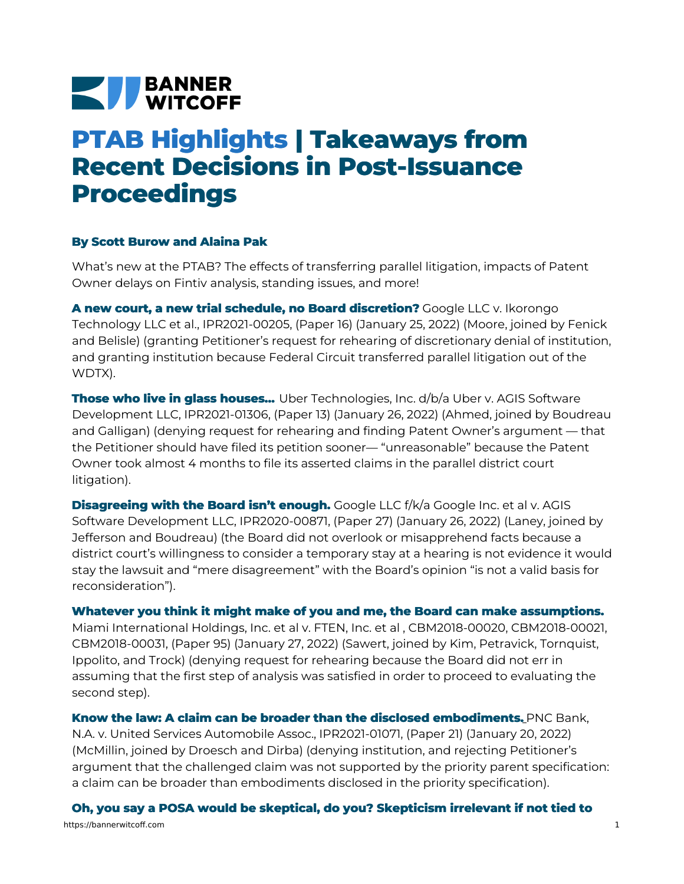BANNER WITCOFF

# PTAB Highlights | Takeaways from Recent Decisions in Post-Issuance Proceedings

**By Scott Burow and Alaina Pak**

What's new at the PTAB? The effects of transferring parallel litigation, impacts of Patent Owner delays on Fintiv analysis, standing issues, and more!

**A new court, a new trial schedule, no Board discretion?** Google LLC v. Ikorongo Technology LLC et al., IPR2021-00205, (Paper 16) (January 25, 2022) (Moore, joined by Fenick and Belisle) (granting Petitioner's request for rehearing of discretionary denial of institution, and granting institution because Federal Circuit transferred parallel litigation out of the WDTX).

**Those who live in glass houses...** Uber Technologies, Inc. d/b/a Uber v. AGIS Software Development LLC, IPR2021-01306, (Paper 13) (January 26, 2022) (Ahmed, joined by Boudreau and Galligan) (denying request for rehearing and finding Patent Owner's argument — that the Petitioner should have filed its petition sooner— "unreasonable" because the Patent Owner took almost 4 months to file its asserted claims in the parallel district court litigation).

**Disagreeing with the Board isn't enough.** Google LLC f/k/a Google Inc. et al v. AGIS Software Development LLC, IPR2020-00871, (Paper 27) (January 26, 2022) (Laney, joined by Jefferson and Boudreau) (the Board did not overlook or misapprehend facts because a district court's willingness to consider a temporary stay at a hearing is not evidence it would stay the lawsuit and "mere disagreement" with the Board's opinion "is not a valid basis for reconsideration").

**Whatever you think it might make of you and me, the Board can make assumptions.** Miami International Holdings, Inc. et al v. FTEN, Inc. et al , CBM2018-00020, CBM2018-00021, CBM2018-00031, (Paper 95) (January 27, 2022) (Sawert, joined by Kim, Petravick, Tornquist, Ippolito, and Trock) (denying request for rehearing because the Board did not err in assuming that the first step of analysis was satisfied in order to proceed to evaluating the second step).

**Know the law: A claim can be broader than the disclosed embodiments.** PNC Bank, N.A. v. United Services Automobile Assoc., IPR2021-01071, (Paper 21) (January 20, 2022) (McMillin, joined by Droesch and Dirba) (denying institution, and rejecting Petitioner's argument that the challenged claim was not supported by the priority parent specification: a claim can be broader than embodiments disclosed in the priority specification).

**Oh, you say a POSA would be skeptical, do you? Skepticism irrelevant if not tied to**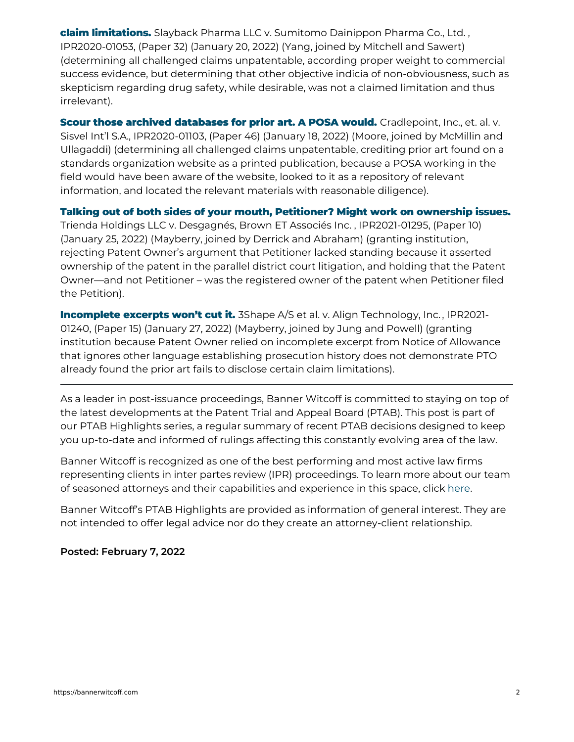**claim limitations.** Slayback Pharma LLC v. Sumitomo Dainippon Pharma Co., Ltd. , IPR2020-01053, (Paper 32) (January 20, 2022) (Yang, joined by Mitchell and Sawert) (determining all challenged claims unpatentable, according proper weight to commercial success evidence, but determining that other objective indicia of non-obviousness, such as skepticism regarding drug safety, while desirable, was not a claimed limitation and thus irrelevant).

**Scour those archived databases for prior art. A POSA would.** Cradlepoint, Inc., et. al. v. Sisvel Int'l S.A., IPR2020-01103, (Paper 46) (January 18, 2022) (Moore, joined by McMillin and Ullagaddi) (determining all challenged claims unpatentable, crediting prior art found on a standards organization website as a printed publication, because a POSA working in the field would have been aware of the website, looked to it as a repository of relevant information, and located the relevant materials with reasonable diligence).

**Talking out of both sides of your mouth, Petitioner? Might work on ownership issues.** Trienda Holdings LLC v. Desgagnés, Brown ET Associés Inc. , IPR2021-01295, (Paper 10) (January 25, 2022) (Mayberry, joined by Derrick and Abraham) (granting institution, rejecting Patent Owner's argument that Petitioner lacked standing because it asserted ownership of the patent in the parallel district court litigation, and holding that the Patent Owner—and not Petitioner – was the registered owner of the patent when Petitioner filed the Petition).

**Incomplete excerpts won't cut it.** 3Shape A/S et al. v. Align Technology, Inc. , IPR2021-01240, (Paper 15) (January 27, 2022) (Mayberry, joined by Jung and Powell) (granting institution because Patent Owner relied on incomplete excerpt from Notice of Allowance that ignores other language establishing prosecution history does not demonstrate PTO already found the prior art fails to disclose certain claim limitations).

---

As a leader in post-issuance proceedings, Banner Witcoff is committed to staying on top of the latest developments at the Patent Trial and Appeal Board (PTAB). This post is part of our PTAB Highlights series, a regular summary of recent PTAB decisions designed to keep you up-to-date and informed of rulings affecting this constantly evolving area of the law.

Banner Witcoff is recognized as one of the best performing and most active law firms representing clients in inter partes review (IPR) proceedings. To learn more about our team of seasoned attorneys and their capabilities and experience in this space, click here.

Banner Witcoff's PTAB Highlights are provided as information of general interest. They are not intended to offer legal advice nor do they create an attorney-client relationship.

**Posted: February 7, 2022**